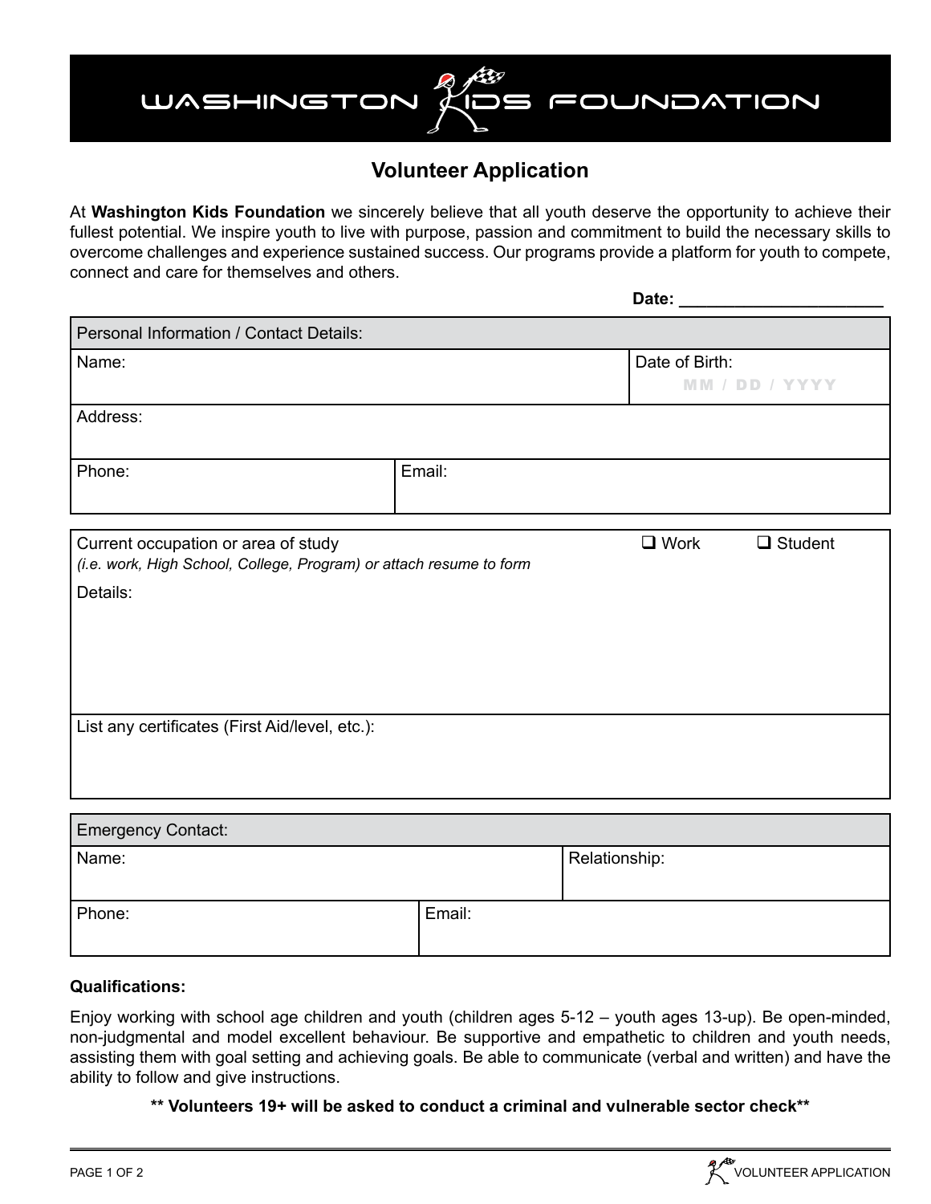# WASHINGTON KIDS FOUNDATION

## Volunteer Application

At **Washington Kids Foundation** we sincerely believe that all youth deserve the opportunity to achieve their fullest potential. We inspire youth to live with purpose, passion and commitment to build the necessary skills to overcome challenges and experience sustained success. Our programs provide a platform for youth to compete, connect and care for themselves and others.

**Date:** ______________________

| Personal Information / Contact Details: | |
|---|---|
| Name: | Date of Birth: MM / DD / YYYY |
| Address: | |
| Phone: | Email: |

| Current occupation or area of study *(i.e. work, High School, College, Program) or attach resume to form* | ❑ Work ❑ Student |
|---|---|
| Details: | |
| List any certificates (First Aid/level, etc.): | |

| Emergency Contact: | |
|---|---|
| Name: | Relationship: |
| Phone: | Email: |

**Qualifications:**

Enjoy working with school age children and youth (children ages 5-12 – youth ages 13-up). Be open-minded, non-judgmental and model excellent behaviour. Be supportive and empathetic to children and youth needs, assisting them with goal setting and achieving goals. Be able to communicate (verbal and written) and have the ability to follow and give instructions.

**** Volunteers 19+ will be asked to conduct a criminal and vulnerable sector check****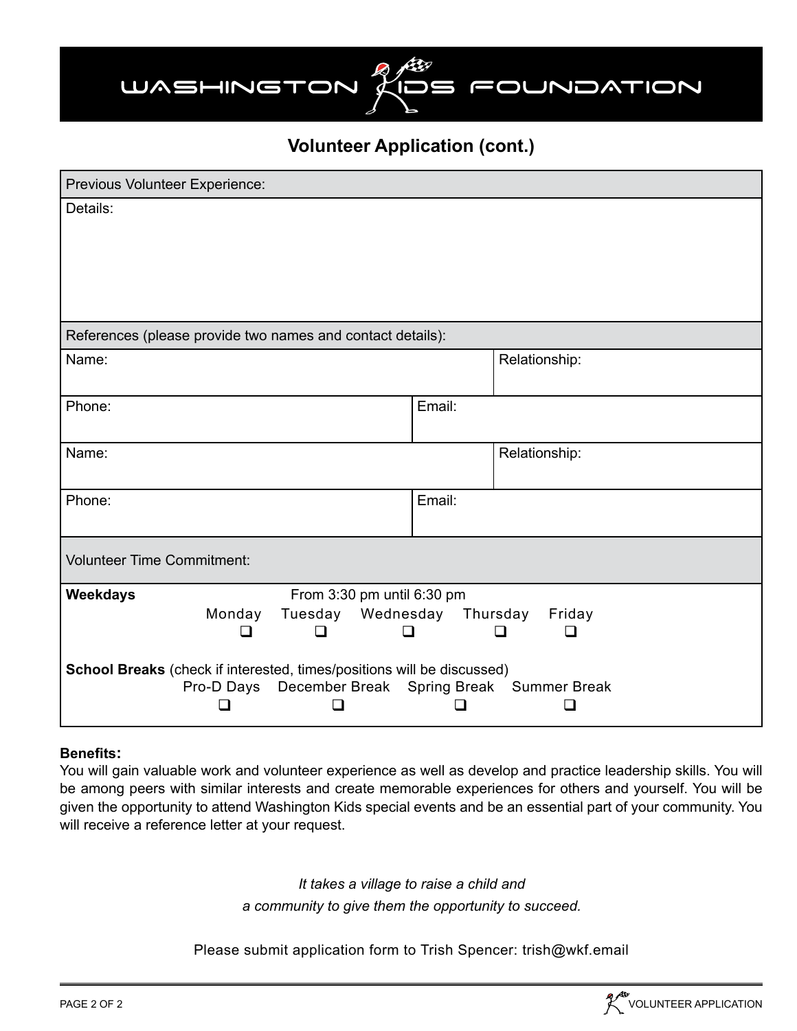WASHINGTON KIDS FOUNDATION

## Volunteer Application (cont.)

| | |
|---|---|
| Previous Volunteer Experience: | |
| Details: | |

References (please provide two names and contact details):

| | |
|---|---|
| Name: | Relationship: |
| Phone: | Email: |
| Name: | Relationship: |
| Phone: | Email: |

Volunteer Time Commitment:

**Weekdays** From 3:30 pm until 6:30 pm

| Monday | Tuesday | Wednesday | Thursday | Friday |
|---|---|---|---|---|
| ❑ | ❑ | ❑ | ❑ | ❑ |

**School Breaks** (check if interested, times/positions will be discussed)

| Pro-D Days | December Break | Spring Break | Summer Break |
|---|---|---|---|
| ❑ | ❑ | ❑ | ❑ |

**Benefits:**

You will gain valuable work and volunteer experience as well as develop and practice leadership skills. You will be among peers with similar interests and create memorable experiences for others and yourself. You will be given the opportunity to attend Washington Kids special events and be an essential part of your community. You will receive a reference letter at your request.

*It takes a village to raise a child and*
*a community to give them the opportunity to succeed.*

Please submit application form to Trish Spencer: trish@wkf.email